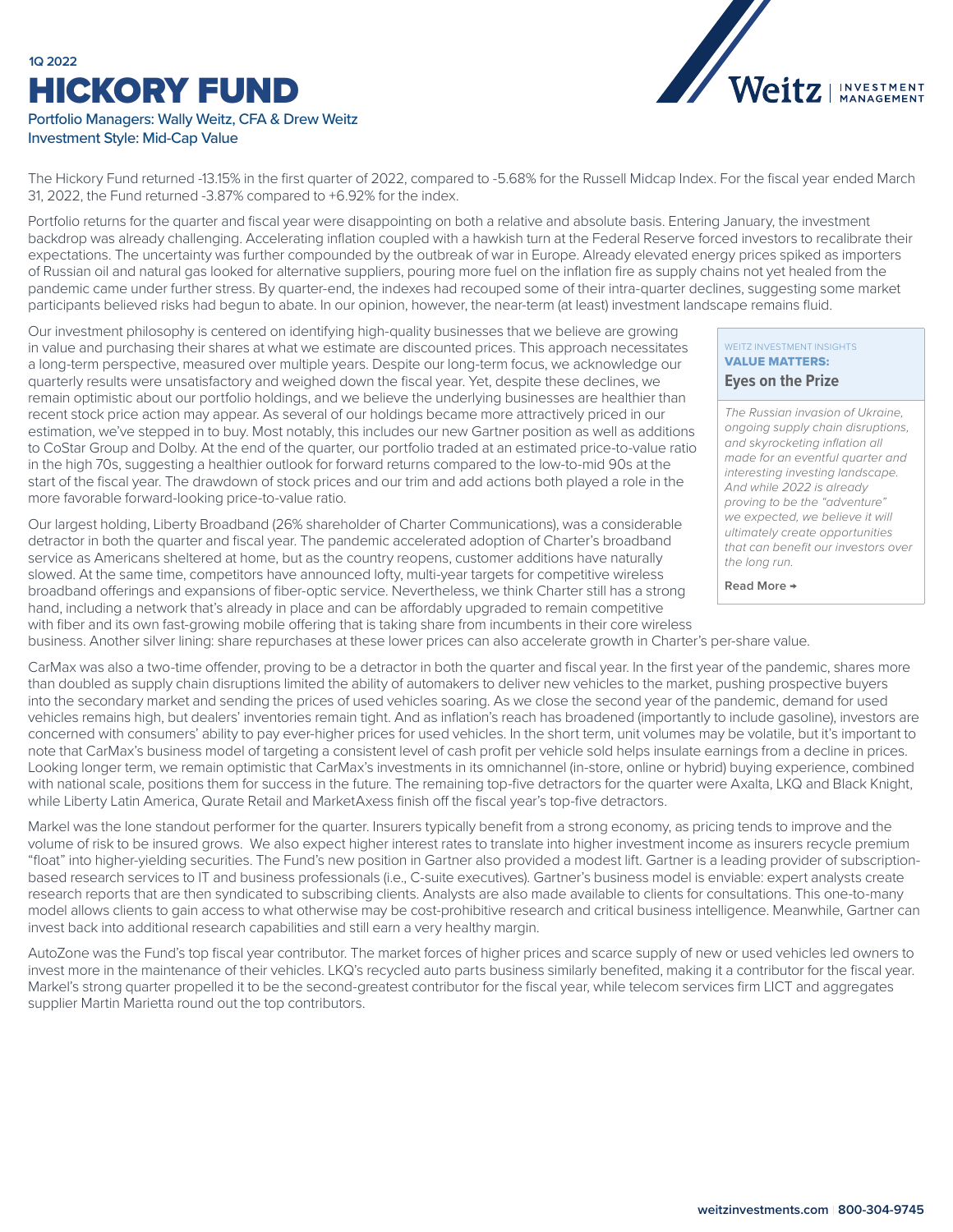1Q 2022

# HICKORY FUND

Portfolio Managers: Wally Weitz, CFA & Drew Weitz
Investment Style: Mid-Cap Value

The Hickory Fund returned -13.15% in the first quarter of 2022, compared to -5.68% for the Russell Midcap Index. For the fiscal year ended March 31, 2022, the Fund returned -3.87% compared to +6.92% for the index.

Portfolio returns for the quarter and fiscal year were disappointing on both a relative and absolute basis. Entering January, the investment backdrop was already challenging. Accelerating inflation coupled with a hawkish turn at the Federal Reserve forced investors to recalibrate their expectations. The uncertainty was further compounded by the outbreak of war in Europe. Already elevated energy prices spiked as importers of Russian oil and natural gas looked for alternative suppliers, pouring more fuel on the inflation fire as supply chains not yet healed from the pandemic came under further stress. By quarter-end, the indexes had recouped some of their intra-quarter declines, suggesting some market participants believed risks had begun to abate. In our opinion, however, the near-term (at least) investment landscape remains fluid.

Our investment philosophy is centered on identifying high-quality businesses that we believe are growing in value and purchasing their shares at what we estimate are discounted prices. This approach necessitates a long-term perspective, measured over multiple years. Despite our long-term focus, we acknowledge our quarterly results were unsatisfactory and weighed down the fiscal year. Yet, despite these declines, we remain optimistic about our portfolio holdings, and we believe the underlying businesses are healthier than recent stock price action may appear. As several of our holdings became more attractively priced in our estimation, we've stepped in to buy. Most notably, this includes our new Gartner position as well as additions to CoStar Group and Dolby. At the end of the quarter, our portfolio traded at an estimated price-to-value ratio in the high 70s, suggesting a healthier outlook for forward returns compared to the low-to-mid 90s at the start of the fiscal year. The drawdown of stock prices and our trim and add actions both played a role in the more favorable forward-looking price-to-value ratio.

Our largest holding, Liberty Broadband (26% shareholder of Charter Communications), was a considerable detractor in both the quarter and fiscal year. The pandemic accelerated adoption of Charter's broadband service as Americans sheltered at home, but as the country reopens, customer additions have naturally slowed. At the same time, competitors have announced lofty, multi-year targets for competitive wireless broadband offerings and expansions of fiber-optic service. Nevertheless, we think Charter still has a strong hand, including a network that's already in place and can be affordably upgraded to remain competitive with fiber and its own fast-growing mobile offering that is taking share from incumbents in their core wireless business. Another silver lining: share repurchases at these lower prices can also accelerate growth in Charter's per-share value.

CarMax was also a two-time offender, proving to be a detractor in both the quarter and fiscal year. In the first year of the pandemic, shares more than doubled as supply chain disruptions limited the ability of automakers to deliver new vehicles to the market, pushing prospective buyers into the secondary market and sending the prices of used vehicles soaring. As we close the second year of the pandemic, demand for used vehicles remains high, but dealers' inventories remain tight. And as inflation's reach has broadened (importantly to include gasoline), investors are concerned with consumers' ability to pay ever-higher prices for used vehicles. In the short term, unit volumes may be volatile, but it's important to note that CarMax's business model of targeting a consistent level of cash profit per vehicle sold helps insulate earnings from a decline in prices. Looking longer term, we remain optimistic that CarMax's investments in its omnichannel (in-store, online or hybrid) buying experience, combined with national scale, positions them for success in the future. The remaining top-five detractors for the quarter were Axalta, LKQ and Black Knight, while Liberty Latin America, Qurate Retail and MarketAxess finish off the fiscal year's top-five detractors.

Markel was the lone standout performer for the quarter. Insurers typically benefit from a strong economy, as pricing tends to improve and the volume of risk to be insured grows. We also expect higher interest rates to translate into higher investment income as insurers recycle premium "float" into higher-yielding securities. The Fund's new position in Gartner also provided a modest lift. Gartner is a leading provider of subscription-based research services to IT and business professionals (i.e., C-suite executives). Gartner's business model is enviable: expert analysts create research reports that are then syndicated to subscribing clients. Analysts are also made available to clients for consultations. This one-to-many model allows clients to gain access to what otherwise may be cost-prohibitive research and critical business intelligence. Meanwhile, Gartner can invest back into additional research capabilities and still earn a very healthy margin.

AutoZone was the Fund's top fiscal year contributor. The market forces of higher prices and scarce supply of new or used vehicles led owners to invest more in the maintenance of their vehicles. LKQ's recycled auto parts business similarly benefited, making it a contributor for the fiscal year. Markel's strong quarter propelled it to be the second-greatest contributor for the fiscal year, while telecom services firm LICT and aggregates supplier Martin Marietta round out the top contributors.

---

WEITZ INVESTMENT INSIGHTS
**VALUE MATTERS:**
**Eyes on the Prize**

*The Russian invasion of Ukraine, ongoing supply chain disruptions, and skyrocketing inflation all made for an eventful quarter and interesting investing landscape. And while 2022 is already proving to be the "adventure" we expected, we believe it will ultimately create opportunities that can benefit our investors over the long run.*

**Read More →**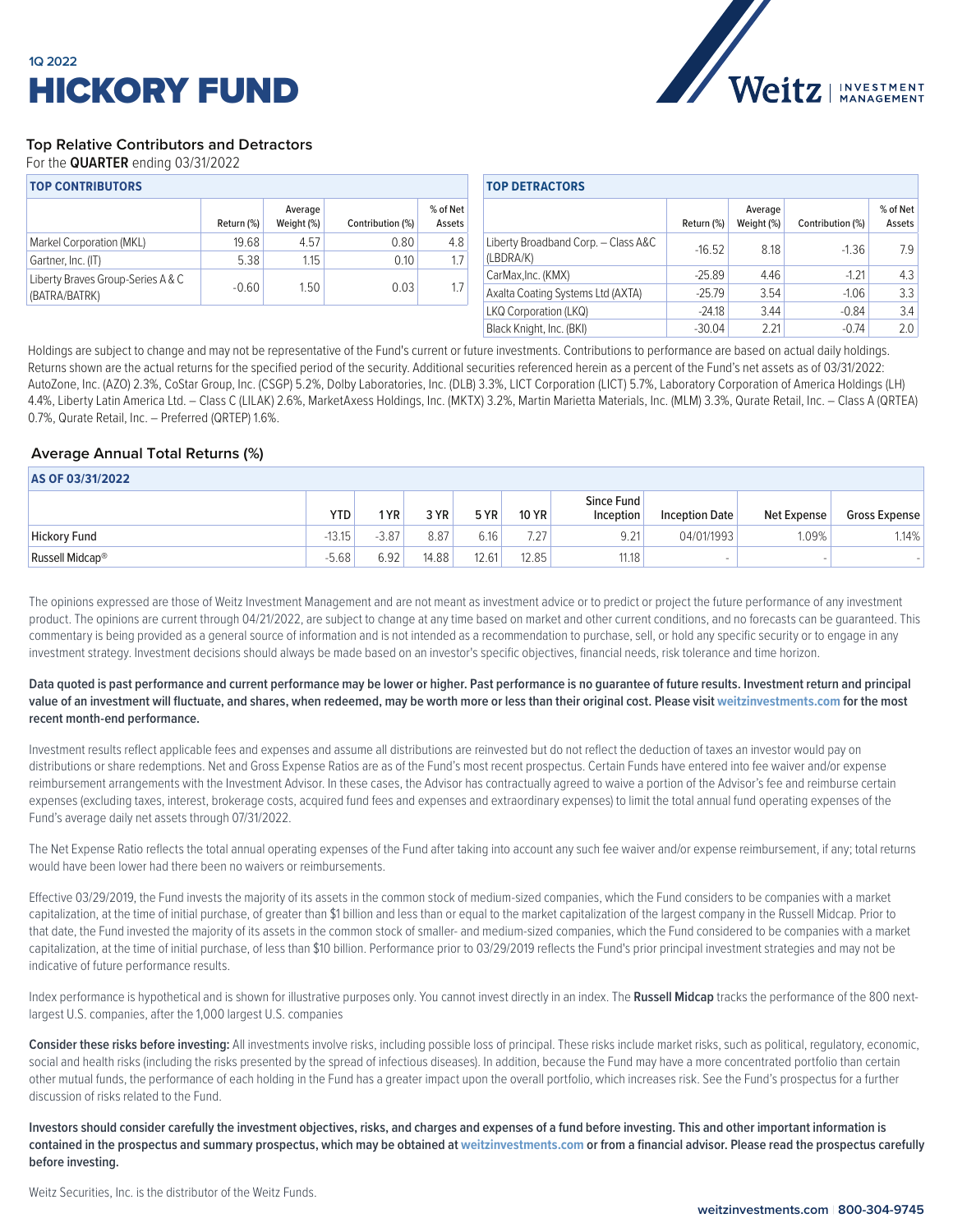1Q 2022

# HICKORY FUND

## Top Relative Contributors and Detractors

For the **QUARTER** ending 03/31/2022

**TOP CONTRIBUTORS**

| | Return (%) | Average Weight (%) | Contribution (%) | % of Net Assets |
|---|---|---|---|---|
| Markel Corporation (MKL) | 19.68 | 4.57 | 0.80 | 4.8 |
| Gartner, Inc. (IT) | 5.38 | 1.15 | 0.10 | 1.7 |
| Liberty Braves Group-Series A & C (BATRA/BATRK) | -0.60 | 1.50 | 0.03 | 1.7 |

**TOP DETRACTORS**

| | Return (%) | Average Weight (%) | Contribution (%) | % of Net Assets |
|---|---|---|---|---|
| Liberty Broadband Corp. – Class A&C (LBDRA/K) | -16.52 | 8.18 | -1.36 | 7.9 |
| CarMax,Inc. (KMX) | -25.89 | 4.46 | -1.21 | 4.3 |
| Axalta Coating Systems Ltd (AXTA) | -25.79 | 3.54 | -1.06 | 3.3 |
| LKQ Corporation (LKQ) | -24.18 | 3.44 | -0.84 | 3.4 |
| Black Knight, Inc. (BKI) | -30.04 | 2.21 | -0.74 | 2.0 |

Holdings are subject to change and may not be representative of the Fund's current or future investments. Contributions to performance are based on actual daily holdings. Returns shown are the actual returns for the specified period of the security. Additional securities referenced herein as a percent of the Fund's net assets as of 03/31/2022: AutoZone, Inc. (AZO) 2.3%, CoStar Group, Inc. (CSGP) 5.2%, Dolby Laboratories, Inc. (DLB) 3.3%, LICT Corporation (LICT) 5.7%, Laboratory Corporation of America Holdings (LH) 4.4%, Liberty Latin America Ltd. – Class C (LILAK) 2.6%, MarketAxess Holdings, Inc. (MKTX) 3.2%, Martin Marietta Materials, Inc. (MLM) 3.3%, Qurate Retail, Inc. – Class A (QRTEA) 0.7%, Qurate Retail, Inc. – Preferred (QRTEP) 1.6%.

## Average Annual Total Returns (%)

**AS OF 03/31/2022**

| | YTD | 1 YR | 3 YR | 5 YR | 10 YR | Since Fund Inception | Inception Date | Net Expense | Gross Expense |
|---|---|---|---|---|---|---|---|---|---|
| Hickory Fund | -13.15 | -3.87 | 8.87 | 6.16 | 7.27 | 9.21 | 04/01/1993 | 1.09% | 1.14% |
| Russell Midcap® | -5.68 | 6.92 | 14.88 | 12.61 | 12.85 | 11.18 | - | - | - |

The opinions expressed are those of Weitz Investment Management and are not meant as investment advice or to predict or project the future performance of any investment product. The opinions are current through 04/21/2022, are subject to change at any time based on market and other current conditions, and no forecasts can be guaranteed. This commentary is being provided as a general source of information and is not intended as a recommendation to purchase, sell, or hold any specific security or to engage in any investment strategy. Investment decisions should always be made based on an investor's specific objectives, financial needs, risk tolerance and time horizon.

**Data quoted is past performance and current performance may be lower or higher. Past performance is no guarantee of future results. Investment return and principal value of an investment will fluctuate, and shares, when redeemed, may be worth more or less than their original cost. Please visit weitzinvestments.com for the most recent month-end performance.**

Investment results reflect applicable fees and expenses and assume all distributions are reinvested but do not reflect the deduction of taxes an investor would pay on distributions or share redemptions. Net and Gross Expense Ratios are as of the Fund's most recent prospectus. Certain Funds have entered into fee waiver and/or expense reimbursement arrangements with the Investment Advisor. In these cases, the Advisor has contractually agreed to waive a portion of the Advisor's fee and reimburse certain expenses (excluding taxes, interest, brokerage costs, acquired fund fees and expenses and extraordinary expenses) to limit the total annual fund operating expenses of the Fund's average daily net assets through 07/31/2022.

The Net Expense Ratio reflects the total annual operating expenses of the Fund after taking into account any such fee waiver and/or expense reimbursement, if any; total returns would have been lower had there been no waivers or reimbursements.

Effective 03/29/2019, the Fund invests the majority of its assets in the common stock of medium-sized companies, which the Fund considers to be companies with a market capitalization, at the time of initial purchase, of greater than $1 billion and less than or equal to the market capitalization of the largest company in the Russell Midcap. Prior to that date, the Fund invested the majority of its assets in the common stock of smaller- and medium-sized companies, which the Fund considered to be companies with a market capitalization, at the time of initial purchase, of less than $10 billion. Performance prior to 03/29/2019 reflects the Fund's prior principal investment strategies and may not be indicative of future performance results.

Index performance is hypothetical and is shown for illustrative purposes only. You cannot invest directly in an index. The **Russell Midcap** tracks the performance of the 800 next-largest U.S. companies, after the 1,000 largest U.S. companies

**Consider these risks before investing:** All investments involve risks, including possible loss of principal. These risks include market risks, such as political, regulatory, economic, social and health risks (including the risks presented by the spread of infectious diseases). In addition, because the Fund may have a more concentrated portfolio than certain other mutual funds, the performance of each holding in the Fund has a greater impact upon the overall portfolio, which increases risk. See the Fund's prospectus for a further discussion of risks related to the Fund.

**Investors should consider carefully the investment objectives, risks, and charges and expenses of a fund before investing. This and other important information is contained in the prospectus and summary prospectus, which may be obtained at weitzinvestments.com or from a financial advisor. Please read the prospectus carefully before investing.**

Weitz Securities, Inc. is the distributor of the Weitz Funds.

weitzinvestments.com | 800-304-9745